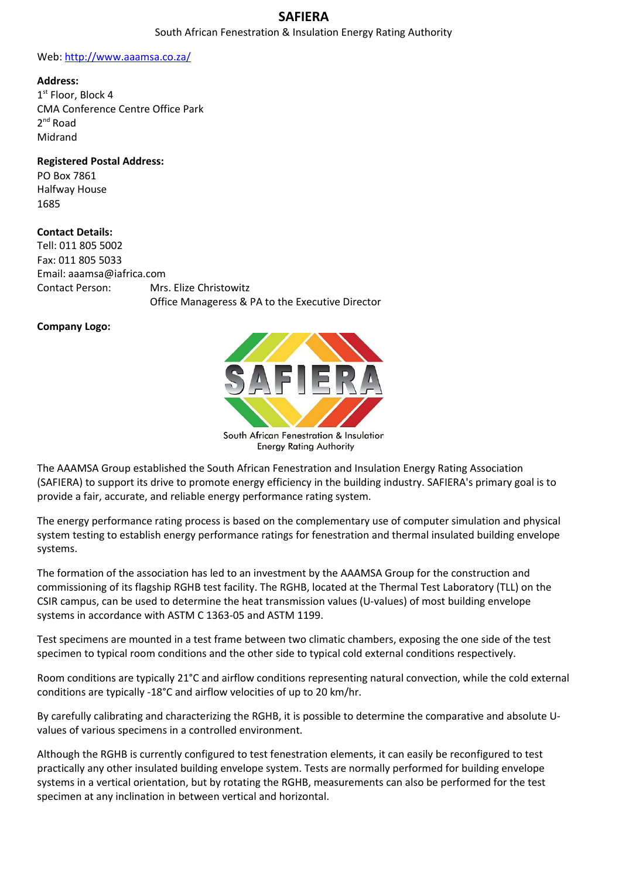# SAFIERA

South African Fenestration & Insulation Energy Rating Authority

Web: http://www.aaamsa.co.za/

**Address:**
1st Floor, Block 4
CMA Conference Centre Office Park
2nd Road
Midrand

**Registered Postal Address:**
PO Box 7861
Halfway House
1685

**Contact Details:**
Tell: 011 805 5002
Fax: 011 805 5033
Email: aaamsa@iafrica.com
Contact Person: Mrs. Elize Christowitz
Office Manageress & PA to the Executive Director

**Company Logo:**

South African Fenestration & Insulation Energy Rating Authority

The AAAMSA Group established the South African Fenestration and Insulation Energy Rating Association (SAFIERA) to support its drive to promote energy efficiency in the building industry. SAFIERA's primary goal is to provide a fair, accurate, and reliable energy performance rating system.

The energy performance rating process is based on the complementary use of computer simulation and physical system testing to establish energy performance ratings for fenestration and thermal insulated building envelope systems.

The formation of the association has led to an investment by the AAAMSA Group for the construction and commissioning of its flagship RGHB test facility. The RGHB, located at the Thermal Test Laboratory (TLL) on the CSIR campus, can be used to determine the heat transmission values (U-values) of most building envelope systems in accordance with ASTM C 1363-05 and ASTM 1199.

Test specimens are mounted in a test frame between two climatic chambers, exposing the one side of the test specimen to typical room conditions and the other side to typical cold external conditions respectively.

Room conditions are typically 21°C and airflow conditions representing natural convection, while the cold external conditions are typically -18°C and airflow velocities of up to 20 km/hr.

By carefully calibrating and characterizing the RGHB, it is possible to determine the comparative and absolute U-values of various specimens in a controlled environment.

Although the RGHB is currently configured to test fenestration elements, it can easily be reconfigured to test practically any other insulated building envelope system. Tests are normally performed for building envelope systems in a vertical orientation, but by rotating the RGHB, measurements can also be performed for the test specimen at any inclination in between vertical and horizontal.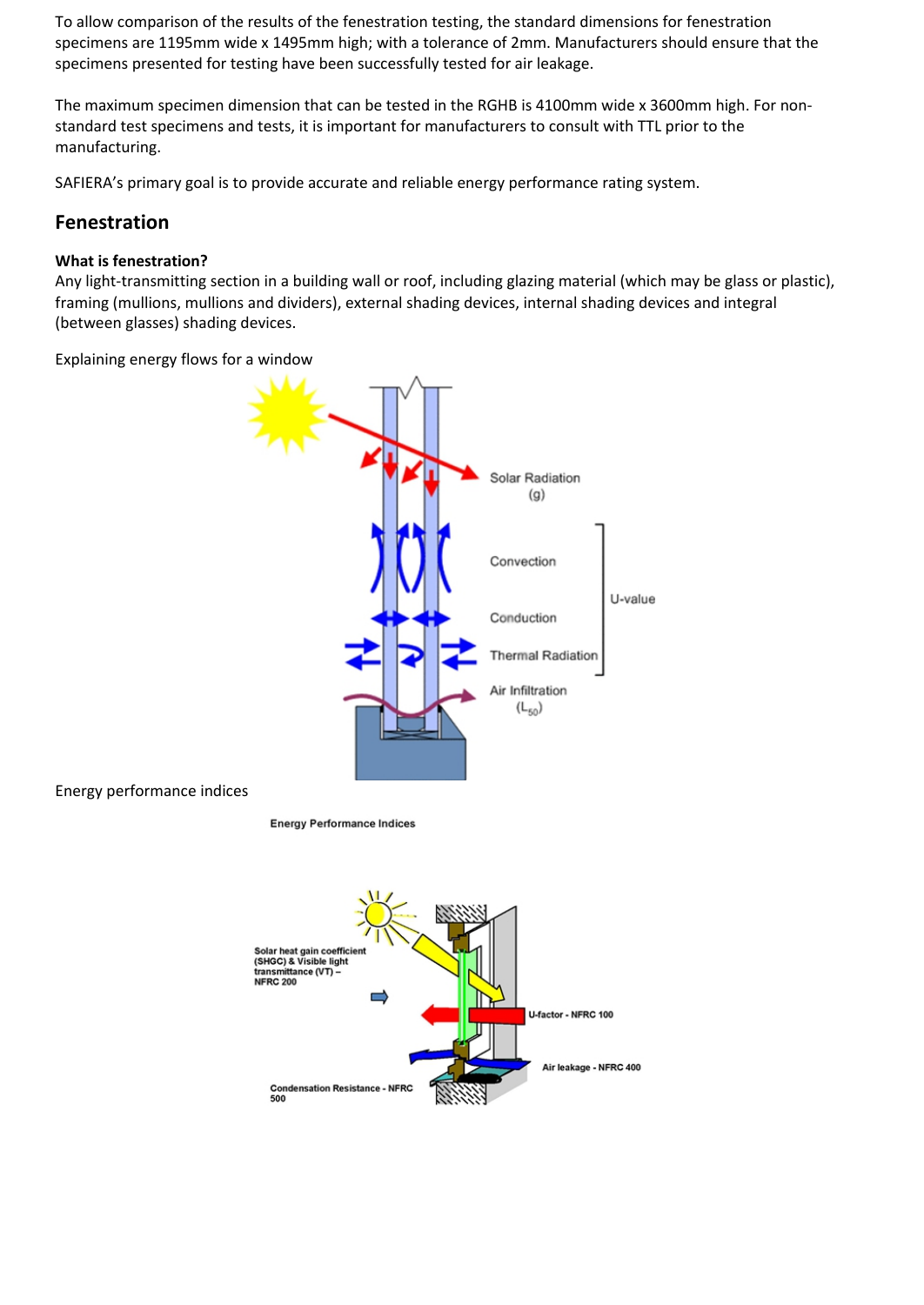To allow comparison of the results of the fenestration testing, the standard dimensions for fenestration specimens are 1195mm wide x 1495mm high; with a tolerance of 2mm. Manufacturers should ensure that the specimens presented for testing have been successfully tested for air leakage.

The maximum specimen dimension that can be tested in the RGHB is 4100mm wide x 3600mm high. For non-standard test specimens and tests, it is important for manufacturers to consult with TTL prior to the manufacturing.

SAFIERA's primary goal is to provide accurate and reliable energy performance rating system.

## Fenestration

**What is fenestration?**

Any light-transmitting section in a building wall or roof, including glazing material (which may be glass or plastic), framing (mullions, mullions and dividers), external shading devices, internal shading devices and integral (between glasses) shading devices.

Explaining energy flows for a window

Solar Radiation (g)

Convection

Conduction

Thermal Radiation

U-value

Air Infiltration ($L_{50}$)

Energy performance indices

Energy Performance Indices

Solar heat gain coefficient (SHGC) & Visible light transmittance (VT) – NFRC 200

U-factor - NFRC 100

Air leakage - NFRC 400

Condensation Resistance - NFRC 500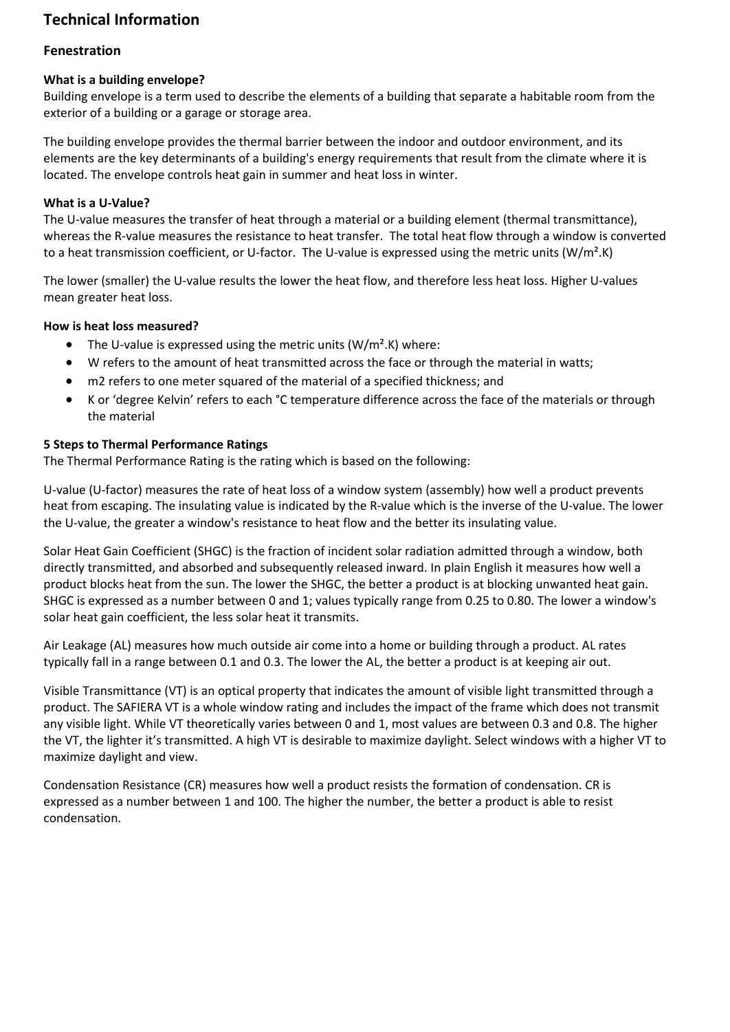# Technical Information

## Fenestration

**What is a building envelope?**
Building envelope is a term used to describe the elements of a building that separate a habitable room from the exterior of a building or a garage or storage area.

The building envelope provides the thermal barrier between the indoor and outdoor environment, and its elements are the key determinants of a building's energy requirements that result from the climate where it is located. The envelope controls heat gain in summer and heat loss in winter.

**What is a U-Value?**
The U-value measures the transfer of heat through a material or a building element (thermal transmittance), whereas the R-value measures the resistance to heat transfer. The total heat flow through a window is converted to a heat transmission coefficient, or U-factor. The U-value is expressed using the metric units ($W/m^2.K$)

The lower (smaller) the U-value results the lower the heat flow, and therefore less heat loss. Higher U-values mean greater heat loss.

**How is heat loss measured?**

- The U-value is expressed using the metric units ($W/m^2.K$) where:
- W refers to the amount of heat transmitted across the face or through the material in watts;
- m2 refers to one meter squared of the material of a specified thickness; and
- K or 'degree Kelvin' refers to each °C temperature difference across the face of the materials or through the material

**5 Steps to Thermal Performance Ratings**
The Thermal Performance Rating is the rating which is based on the following:

U-value (U-factor) measures the rate of heat loss of a window system (assembly) how well a product prevents heat from escaping. The insulating value is indicated by the R-value which is the inverse of the U-value. The lower the U-value, the greater a window's resistance to heat flow and the better its insulating value.

Solar Heat Gain Coefficient (SHGC) is the fraction of incident solar radiation admitted through a window, both directly transmitted, and absorbed and subsequently released inward. In plain English it measures how well a product blocks heat from the sun. The lower the SHGC, the better a product is at blocking unwanted heat gain. SHGC is expressed as a number between 0 and 1; values typically range from 0.25 to 0.80. The lower a window's solar heat gain coefficient, the less solar heat it transmits.

Air Leakage (AL) measures how much outside air come into a home or building through a product. AL rates typically fall in a range between 0.1 and 0.3. The lower the AL, the better a product is at keeping air out.

Visible Transmittance (VT) is an optical property that indicates the amount of visible light transmitted through a product. The SAFIERA VT is a whole window rating and includes the impact of the frame which does not transmit any visible light. While VT theoretically varies between 0 and 1, most values are between 0.3 and 0.8. The higher the VT, the lighter it's transmitted. A high VT is desirable to maximize daylight. Select windows with a higher VT to maximize daylight and view.

Condensation Resistance (CR) measures how well a product resists the formation of condensation. CR is expressed as a number between 1 and 100. The higher the number, the better a product is able to resist condensation.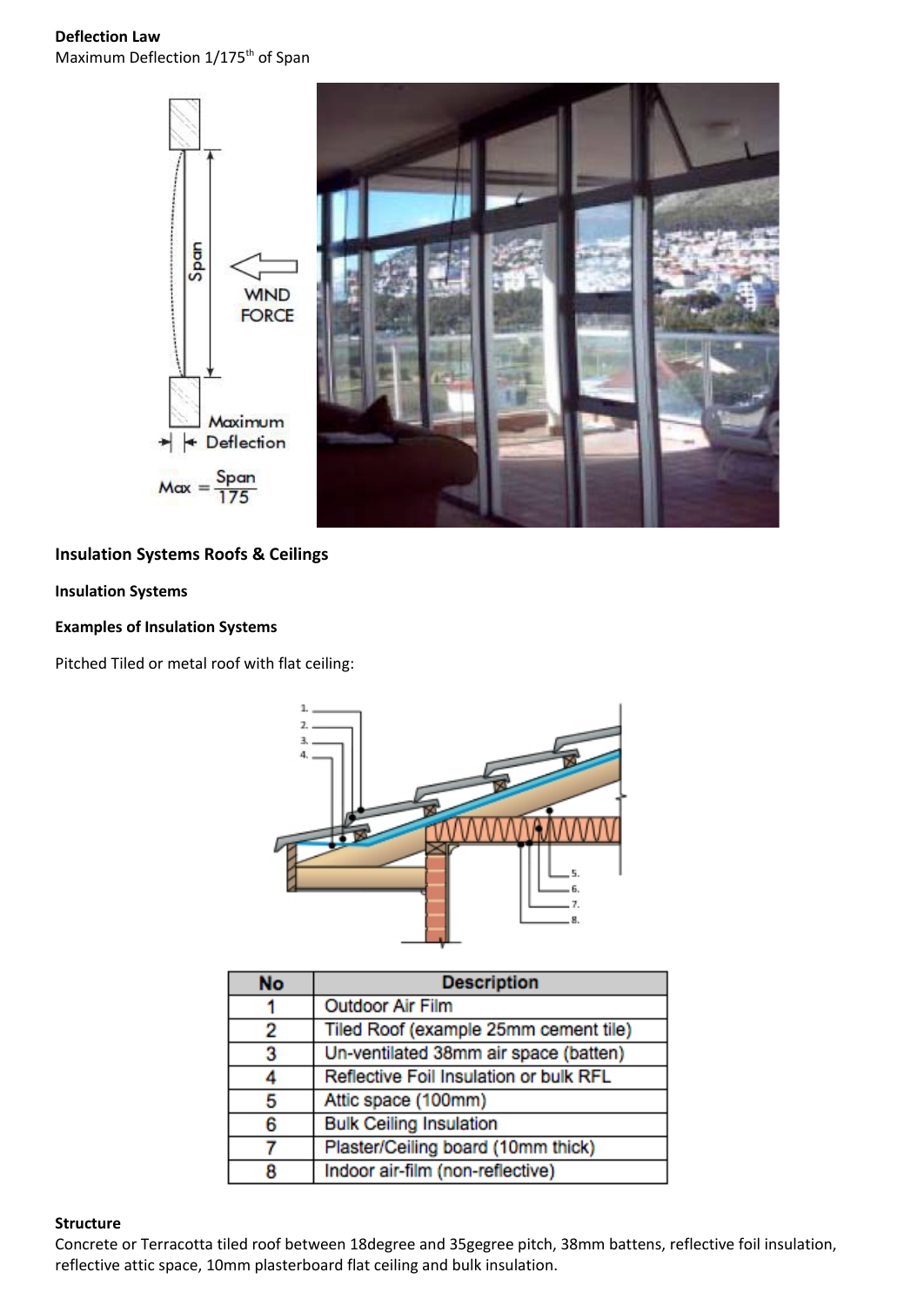**Deflection Law**

Maximum Deflection 1/175[th] of Span

## Insulation Systems Roofs & Ceilings

### Insulation Systems

### Examples of Insulation Systems

Pitched Tiled or metal roof with flat ceiling:

| No | Description |
|---|---|
| 1 | Outdoor Air Film |
| 2 | Tiled Roof (example 25mm cement tile) |
| 3 | Un-ventilated 38mm air space (batten) |
| 4 | Reflective Foil Insulation or bulk RFL |
| 5 | Attic space (100mm) |
| 6 | Bulk Ceiling Insulation |
| 7 | Plaster/Ceiling board (10mm thick) |
| 8 | Indoor air-film (non-reflective) |

**Structure**

Concrete or Terracotta tiled roof between 18degree and 35gegree pitch, 38mm battens, reflective foil insulation, reflective attic space, 10mm plasterboard flat ceiling and bulk insulation.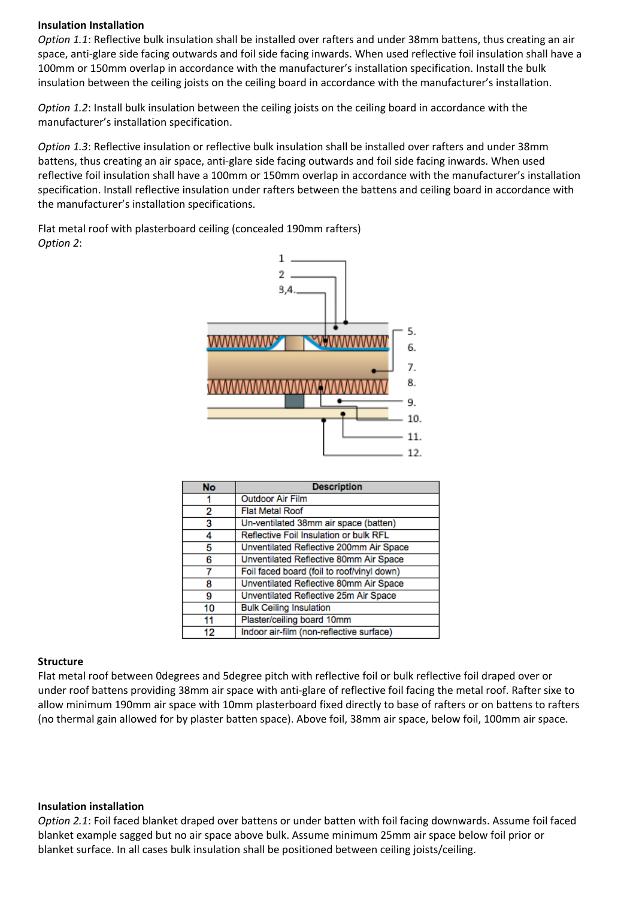**Insulation Installation**

*Option 1.1*: Reflective bulk insulation shall be installed over rafters and under 38mm battens, thus creating an air space, anti-glare side facing outwards and foil side facing inwards. When used reflective foil insulation shall have a 100mm or 150mm overlap in accordance with the manufacturer's installation specification. Install the bulk insulation between the ceiling joists on the ceiling board in accordance with the manufacturer's installation.

*Option 1.2*: Install bulk insulation between the ceiling joists on the ceiling board in accordance with the manufacturer's installation specification.

*Option 1.3*: Reflective insulation or reflective bulk insulation shall be installed over rafters and under 38mm battens, thus creating an air space, anti-glare side facing outwards and foil side facing inwards. When used reflective foil insulation shall have a 100mm or 150mm overlap in accordance with the manufacturer's installation specification. Install reflective insulation under rafters between the battens and ceiling board in accordance with the manufacturer's installation specifications.

Flat metal roof with plasterboard ceiling (concealed 190mm rafters)
*Option 2*:

| No | Description |
|---|---|
| 1 | Outdoor Air Film |
| 2 | Flat Metal Roof |
| 3 | Un-ventilated 38mm air space (batten) |
| 4 | Reflective Foil Insulation or bulk RFL |
| 5 | Unventilated Reflective 200mm Air Space |
| 6 | Unventilated Reflective 80mm Air Space |
| 7 | Foil faced board (foil to roof/vinyl down) |
| 8 | Unventilated Reflective 80mm Air Space |
| 9 | Unventilated Reflective 25m Air Space |
| 10 | Bulk Ceiling Insulation |
| 11 | Plaster/ceiling board 10mm |
| 12 | Indoor air-film (non-reflective surface) |

**Structure**

Flat metal roof between 0degrees and 5degree pitch with reflective foil or bulk reflective foil draped over or under roof battens providing 38mm air space with anti-glare of reflective foil facing the metal roof. Rafter sixe to allow minimum 190mm air space with 10mm plasterboard fixed directly to base of rafters or on battens to rafters (no thermal gain allowed for by plaster batten space). Above foil, 38mm air space, below foil, 100mm air space.

**Insulation installation**

*Option 2.1*: Foil faced blanket draped over battens or under batten with foil facing downwards. Assume foil faced blanket example sagged but no air space above bulk. Assume minimum 25mm air space below foil prior or blanket surface. In all cases bulk insulation shall be positioned between ceiling joists/ceiling.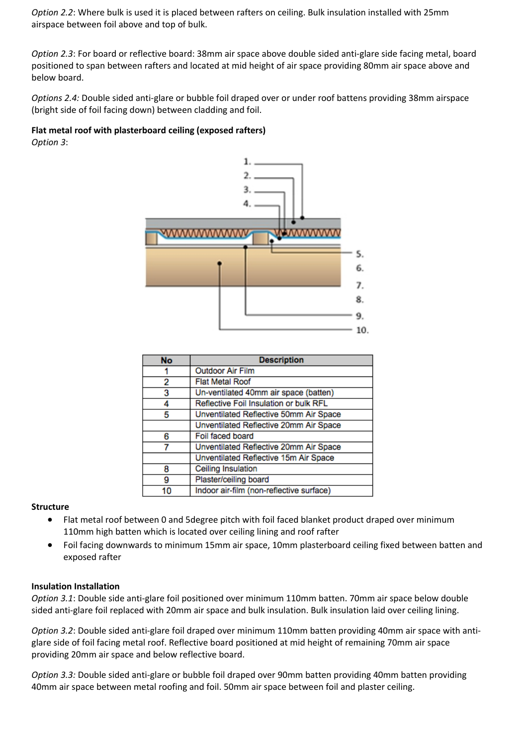*Option 2.2*: Where bulk is used it is placed between rafters on ceiling. Bulk insulation installed with 25mm airspace between foil above and top of bulk.

*Option 2.3*: For board or reflective board: 38mm air space above double sided anti-glare side facing metal, board positioned to span between rafters and located at mid height of air space providing 80mm air space above and below board.

*Options 2.4:* Double sided anti-glare or bubble foil draped over or under roof battens providing 38mm airspace (bright side of foil facing down) between cladding and foil.

**Flat metal roof with plasterboard ceiling (exposed rafters)**

*Option 3*:

| No | Description |
|---|---|
| 1 | Outdoor Air Film |
| 2 | Flat Metal Roof |
| 3 | Un-ventilated 40mm air space (batten) |
| 4 | Reflective Foil Insulation or bulk RFL |
| 5 | Unventilated Reflective 50mm Air Space |
| | Unventilated Reflective 20mm Air Space |
| 6 | Foil faced board |
| 7 | Unventilated Reflective 20mm Air Space |
| | Unventilated Reflective 15m Air Space |
| 8 | Ceiling Insulation |
| 9 | Plaster/ceiling board |
| 10 | Indoor air-film (non-reflective surface) |

**Structure**

- Flat metal roof between 0 and 5degree pitch with foil faced blanket product draped over minimum 110mm high batten which is located over ceiling lining and roof rafter
- Foil facing downwards to minimum 15mm air space, 10mm plasterboard ceiling fixed between batten and exposed rafter

**Insulation Installation**

*Option 3.1*: Double side anti-glare foil positioned over minimum 110mm batten. 70mm air space below double sided anti-glare foil replaced with 20mm air space and bulk insulation. Bulk insulation laid over ceiling lining.

*Option 3.2*: Double sided anti-glare foil draped over minimum 110mm batten providing 40mm air space with anti-glare side of foil facing metal roof. Reflective board positioned at mid height of remaining 70mm air space providing 20mm air space and below reflective board.

*Option 3.3:* Double sided anti-glare or bubble foil draped over 90mm batten providing 40mm batten providing 40mm air space between metal roofing and foil. 50mm air space between foil and plaster ceiling.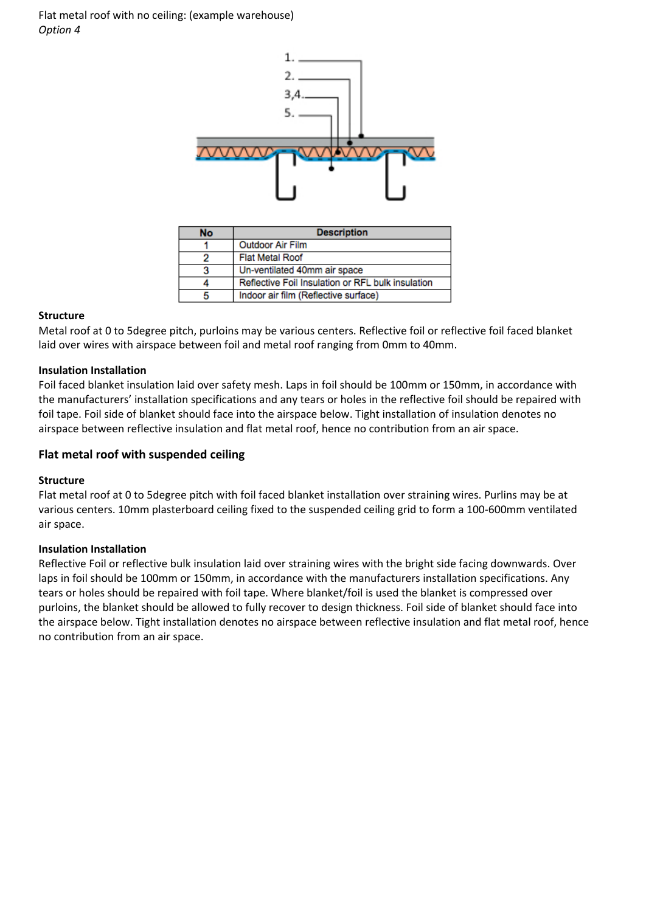Flat metal roof with no ceiling: (example warehouse)
*Option 4*

| No | Description |
|---|---|
| 1 | Outdoor Air Film |
| 2 | Flat Metal Roof |
| 3 | Un-ventilated 40mm air space |
| 4 | Reflective Foil Insulation or RFL bulk insulation |
| 5 | Indoor air film (Reflective surface) |

**Structure**

Metal roof at 0 to 5degree pitch, purloins may be various centers. Reflective foil or reflective foil faced blanket laid over wires with airspace between foil and metal roof ranging from 0mm to 40mm.

**Insulation Installation**

Foil faced blanket insulation laid over safety mesh. Laps in foil should be 100mm or 150mm, in accordance with the manufacturers' installation specifications and any tears or holes in the reflective foil should be repaired with foil tape. Foil side of blanket should face into the airspace below. Tight installation of insulation denotes no airspace between reflective insulation and flat metal roof, hence no contribution from an air space.

## Flat metal roof with suspended ceiling

**Structure**

Flat metal roof at 0 to 5degree pitch with foil faced blanket installation over straining wires. Purlins may be at various centers. 10mm plasterboard ceiling fixed to the suspended ceiling grid to form a 100-600mm ventilated air space.

**Insulation Installation**

Reflective Foil or reflective bulk insulation laid over straining wires with the bright side facing downwards. Over laps in foil should be 100mm or 150mm, in accordance with the manufacturers installation specifications. Any tears or holes should be repaired with foil tape. Where blanket/foil is used the blanket is compressed over purloins, the blanket should be allowed to fully recover to design thickness. Foil side of blanket should face into the airspace below. Tight installation denotes no airspace between reflective insulation and flat metal roof, hence no contribution from an air space.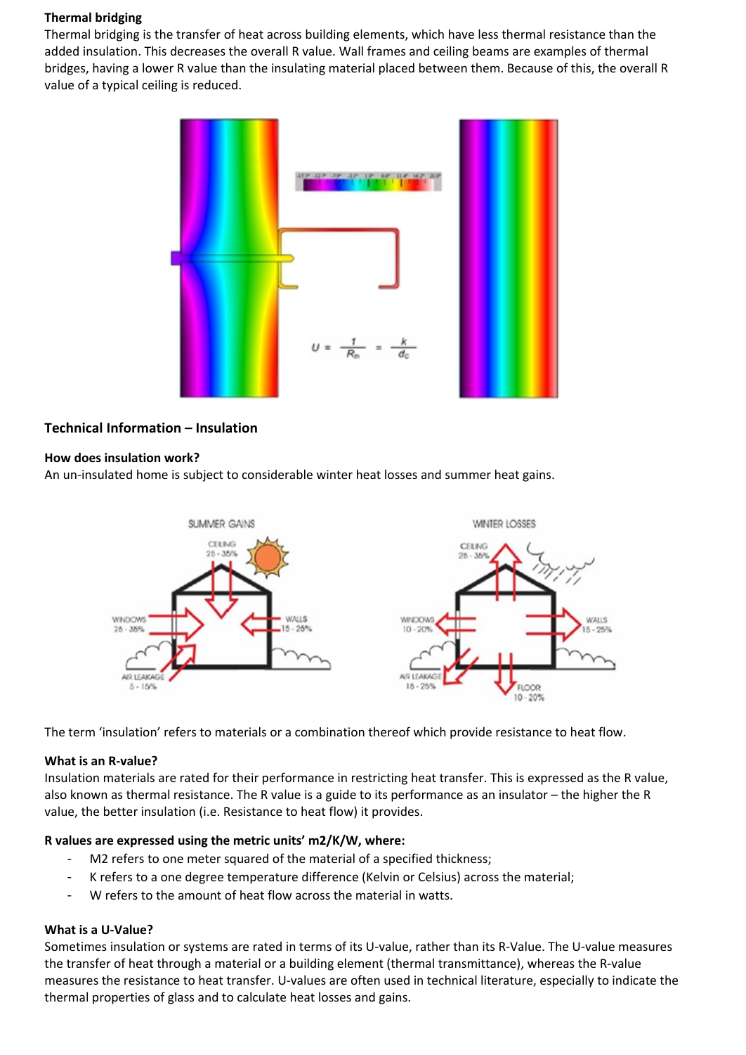**Thermal bridging**

Thermal bridging is the transfer of heat across building elements, which have less thermal resistance than the added insulation. This decreases the overall R value. Wall frames and ceiling beams are examples of thermal bridges, having a lower R value than the insulating material placed between them. Because of this, the overall R value of a typical ceiling is reduced.

## Technical Information – Insulation

**How does insulation work?**

An un-insulated home is subject to considerable winter heat losses and summer heat gains.

The term 'insulation' refers to materials or a combination thereof which provide resistance to heat flow.

**What is an R-value?**

Insulation materials are rated for their performance in restricting heat transfer. This is expressed as the R value, also known as thermal resistance. The R value is a guide to its performance as an insulator – the higher the R value, the better insulation (i.e. Resistance to heat flow) it provides.

**R values are expressed using the metric units' m2/K/W, where:**

- M2 refers to one meter squared of the material of a specified thickness;
- K refers to a one degree temperature difference (Kelvin or Celsius) across the material;
- W refers to the amount of heat flow across the material in watts.

**What is a U-Value?**

Sometimes insulation or systems are rated in terms of its U-value, rather than its R-Value. The U-value measures the transfer of heat through a material or a building element (thermal transmittance), whereas the R-value measures the resistance to heat transfer. U-values are often used in technical literature, especially to indicate the thermal properties of glass and to calculate heat losses and gains.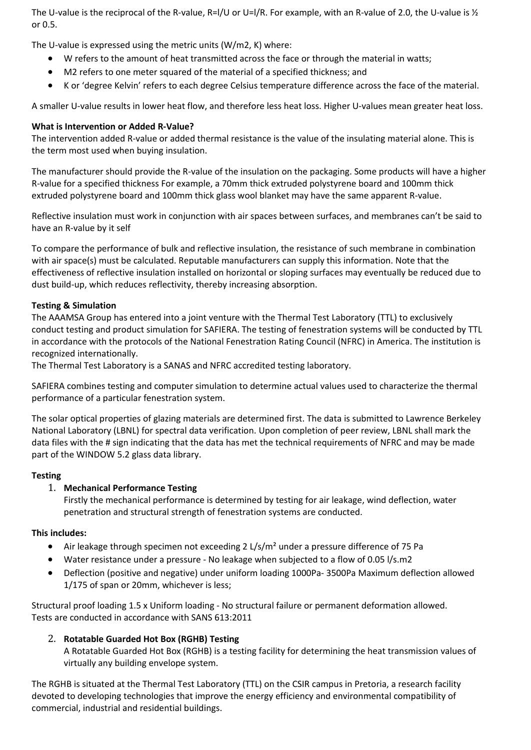The U-value is the reciprocal of the R-value, R=l/U or U=l/R. For example, with an R-value of 2.0, the U-value is ½ or 0.5.

The U-value is expressed using the metric units (W/m2, K) where:

- W refers to the amount of heat transmitted across the face or through the material in watts;
- M2 refers to one meter squared of the material of a specified thickness; and
- K or 'degree Kelvin' refers to each degree Celsius temperature difference across the face of the material.

A smaller U-value results in lower heat flow, and therefore less heat loss. Higher U-values mean greater heat loss.

**What is Intervention or Added R-Value?**

The intervention added R-value or added thermal resistance is the value of the insulating material alone. This is the term most used when buying insulation.

The manufacturer should provide the R-value of the insulation on the packaging. Some products will have a higher R-value for a specified thickness For example, a 70mm thick extruded polystyrene board and 100mm thick extruded polystyrene board and 100mm thick glass wool blanket may have the same apparent R-value.

Reflective insulation must work in conjunction with air spaces between surfaces, and membranes can't be said to have an R-value by it self

To compare the performance of bulk and reflective insulation, the resistance of such membrane in combination with air space(s) must be calculated. Reputable manufacturers can supply this information. Note that the effectiveness of reflective insulation installed on horizontal or sloping surfaces may eventually be reduced due to dust build-up, which reduces reflectivity, thereby increasing absorption.

**Testing & Simulation**

The AAAMSA Group has entered into a joint venture with the Thermal Test Laboratory (TTL) to exclusively conduct testing and product simulation for SAFIERA. The testing of fenestration systems will be conducted by TTL in accordance with the protocols of the National Fenestration Rating Council (NFRC) in America. The institution is recognized internationally.
The Thermal Test Laboratory is a SANAS and NFRC accredited testing laboratory.

SAFIERA combines testing and computer simulation to determine actual values used to characterize the thermal performance of a particular fenestration system.

The solar optical properties of glazing materials are determined first. The data is submitted to Lawrence Berkeley National Laboratory (LBNL) for spectral data verification. Upon completion of peer review, LBNL shall mark the data files with the # sign indicating that the data has met the technical requirements of NFRC and may be made part of the WINDOW 5.2 glass data library.

**Testing**

1. **Mechanical Performance Testing**
   Firstly the mechanical performance is determined by testing for air leakage, wind deflection, water penetration and structural strength of fenestration systems are conducted.

**This includes:**

- Air leakage through specimen not exceeding 2 L/s/m² under a pressure difference of 75 Pa
- Water resistance under a pressure - No leakage when subjected to a flow of 0.05 l/s.m2
- Deflection (positive and negative) under uniform loading 1000Pa- 3500Pa Maximum deflection allowed 1/175 of span or 20mm, whichever is less;

Structural proof loading 1.5 x Uniform loading - No structural failure or permanent deformation allowed.
Tests are conducted in accordance with SANS 613:2011

2. **Rotatable Guarded Hot Box (RGHB) Testing**
   A Rotatable Guarded Hot Box (RGHB) is a testing facility for determining the heat transmission values of virtually any building envelope system.

The RGHB is situated at the Thermal Test Laboratory (TTL) on the CSIR campus in Pretoria, a research facility devoted to developing technologies that improve the energy efficiency and environmental compatibility of commercial, industrial and residential buildings.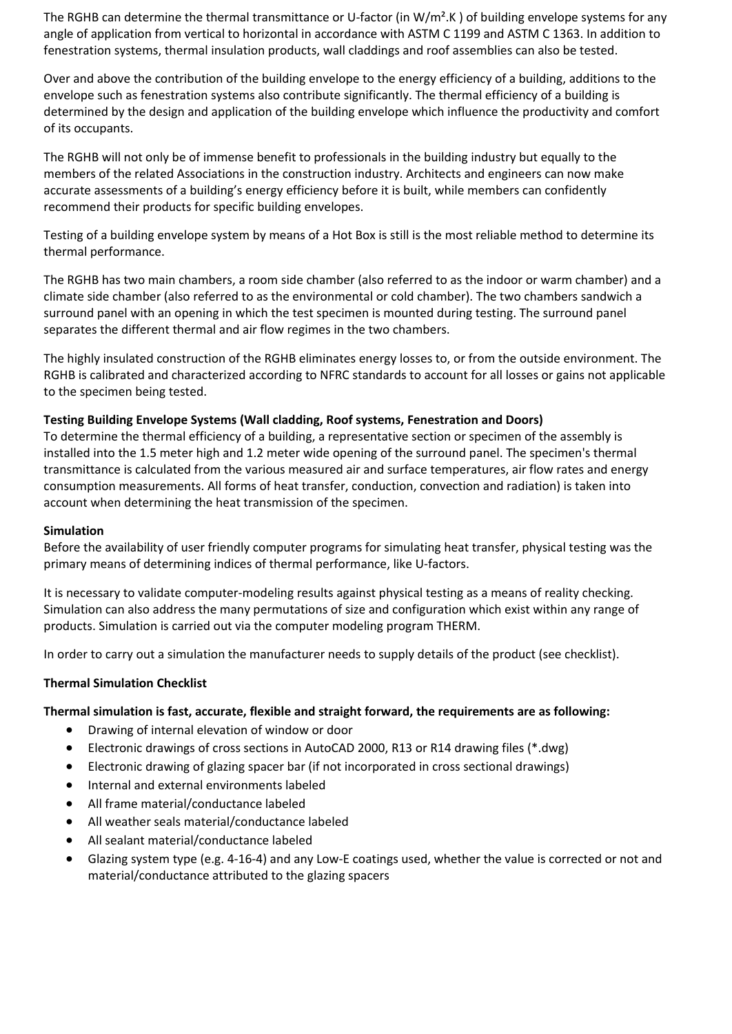The RGHB can determine the thermal transmittance or U-factor (in $W/m^2.K$ ) of building envelope systems for any angle of application from vertical to horizontal in accordance with ASTM C 1199 and ASTM C 1363. In addition to fenestration systems, thermal insulation products, wall claddings and roof assemblies can also be tested.

Over and above the contribution of the building envelope to the energy efficiency of a building, additions to the envelope such as fenestration systems also contribute significantly. The thermal efficiency of a building is determined by the design and application of the building envelope which influence the productivity and comfort of its occupants.

The RGHB will not only be of immense benefit to professionals in the building industry but equally to the members of the related Associations in the construction industry. Architects and engineers can now make accurate assessments of a building's energy efficiency before it is built, while members can confidently recommend their products for specific building envelopes.

Testing of a building envelope system by means of a Hot Box is still is the most reliable method to determine its thermal performance.

The RGHB has two main chambers, a room side chamber (also referred to as the indoor or warm chamber) and a climate side chamber (also referred to as the environmental or cold chamber). The two chambers sandwich a surround panel with an opening in which the test specimen is mounted during testing. The surround panel separates the different thermal and air flow regimes in the two chambers.

The highly insulated construction of the RGHB eliminates energy losses to, or from the outside environment. The RGHB is calibrated and characterized according to NFRC standards to account for all losses or gains not applicable to the specimen being tested.

**Testing Building Envelope Systems (Wall cladding, Roof systems, Fenestration and Doors)**

To determine the thermal efficiency of a building, a representative section or specimen of the assembly is installed into the 1.5 meter high and 1.2 meter wide opening of the surround panel. The specimen's thermal transmittance is calculated from the various measured air and surface temperatures, air flow rates and energy consumption measurements. All forms of heat transfer, conduction, convection and radiation) is taken into account when determining the heat transmission of the specimen.

**Simulation**

Before the availability of user friendly computer programs for simulating heat transfer, physical testing was the primary means of determining indices of thermal performance, like U-factors.

It is necessary to validate computer-modeling results against physical testing as a means of reality checking. Simulation can also address the many permutations of size and configuration which exist within any range of products. Simulation is carried out via the computer modeling program THERM.

In order to carry out a simulation the manufacturer needs to supply details of the product (see checklist).

**Thermal Simulation Checklist**

**Thermal simulation is fast, accurate, flexible and straight forward, the requirements are as following:**

- Drawing of internal elevation of window or door
- Electronic drawings of cross sections in AutoCAD 2000, R13 or R14 drawing files (*.dwg)
- Electronic drawing of glazing spacer bar (if not incorporated in cross sectional drawings)
- Internal and external environments labeled
- All frame material/conductance labeled
- All weather seals material/conductance labeled
- All sealant material/conductance labeled
- Glazing system type (e.g. 4-16-4) and any Low-E coatings used, whether the value is corrected or not and material/conductance attributed to the glazing spacers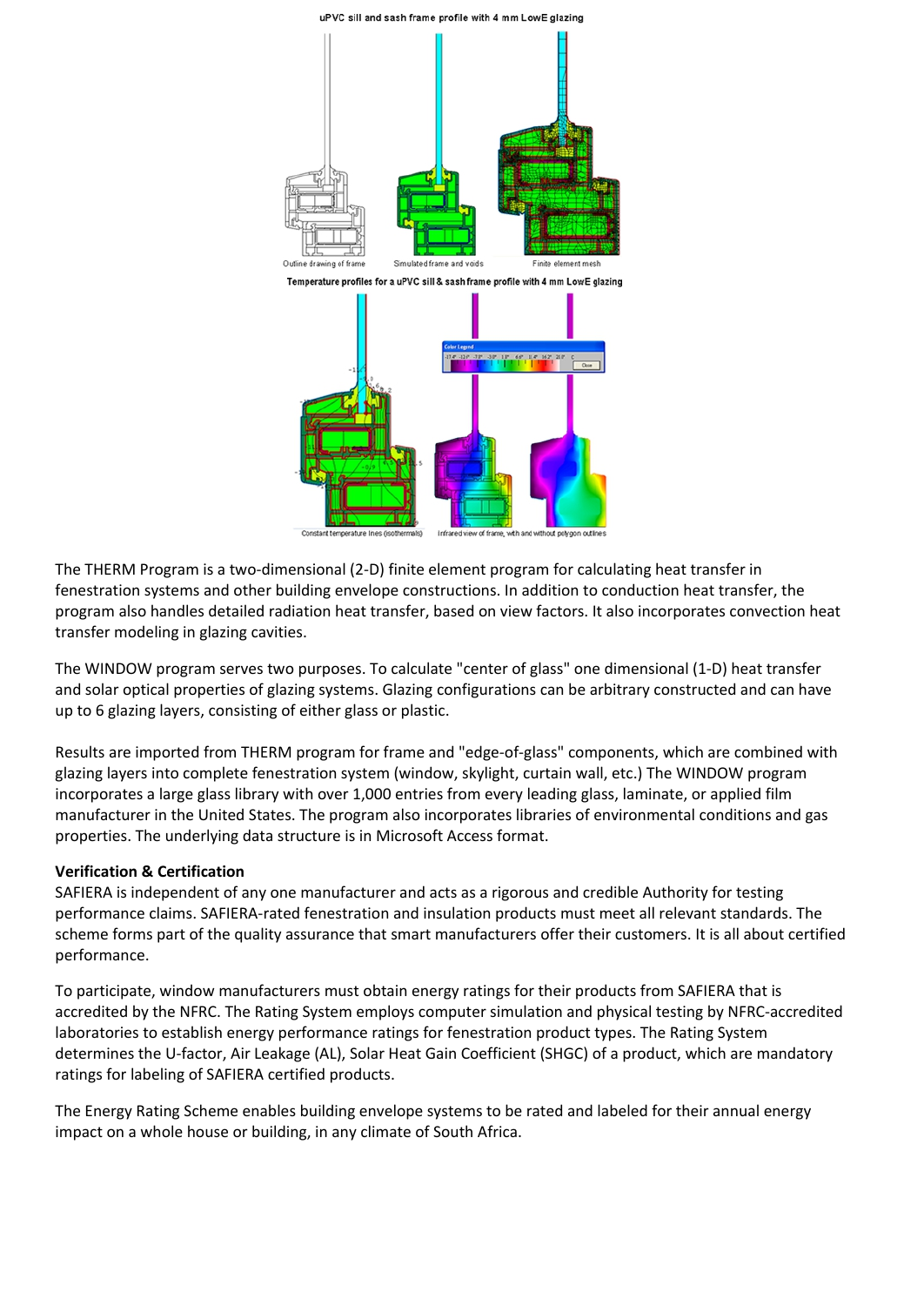uPVC sill and sash frame profile with 4 mm LowE glazing

Outline drawing of frame — Simulated frame and voids — Finite element mesh

Temperature profiles for a uPVC sill & sash frame profile with 4 mm LowE glazing

Constant temperature lines (isothermals) — Infrared view of frame, with and without polygon outlines

The THERM Program is a two-dimensional (2-D) finite element program for calculating heat transfer in fenestration systems and other building envelope constructions. In addition to conduction heat transfer, the program also handles detailed radiation heat transfer, based on view factors. It also incorporates convection heat transfer modeling in glazing cavities.

The WINDOW program serves two purposes. To calculate "center of glass" one dimensional (1-D) heat transfer and solar optical properties of glazing systems. Glazing configurations can be arbitrary constructed and can have up to 6 glazing layers, consisting of either glass or plastic.

Results are imported from THERM program for frame and "edge-of-glass" components, which are combined with glazing layers into complete fenestration system (window, skylight, curtain wall, etc.) The WINDOW program incorporates a large glass library with over 1,000 entries from every leading glass, laminate, or applied film manufacturer in the United States. The program also incorporates libraries of environmental conditions and gas properties. The underlying data structure is in Microsoft Access format.

**Verification & Certification**

SAFIERA is independent of any one manufacturer and acts as a rigorous and credible Authority for testing performance claims. SAFIERA-rated fenestration and insulation products must meet all relevant standards. The scheme forms part of the quality assurance that smart manufacturers offer their customers. It is all about certified performance.

To participate, window manufacturers must obtain energy ratings for their products from SAFIERA that is accredited by the NFRC. The Rating System employs computer simulation and physical testing by NFRC-accredited laboratories to establish energy performance ratings for fenestration product types. The Rating System determines the U-factor, Air Leakage (AL), Solar Heat Gain Coefficient (SHGC) of a product, which are mandatory ratings for labeling of SAFIERA certified products.

The Energy Rating Scheme enables building envelope systems to be rated and labeled for their annual energy impact on a whole house or building, in any climate of South Africa.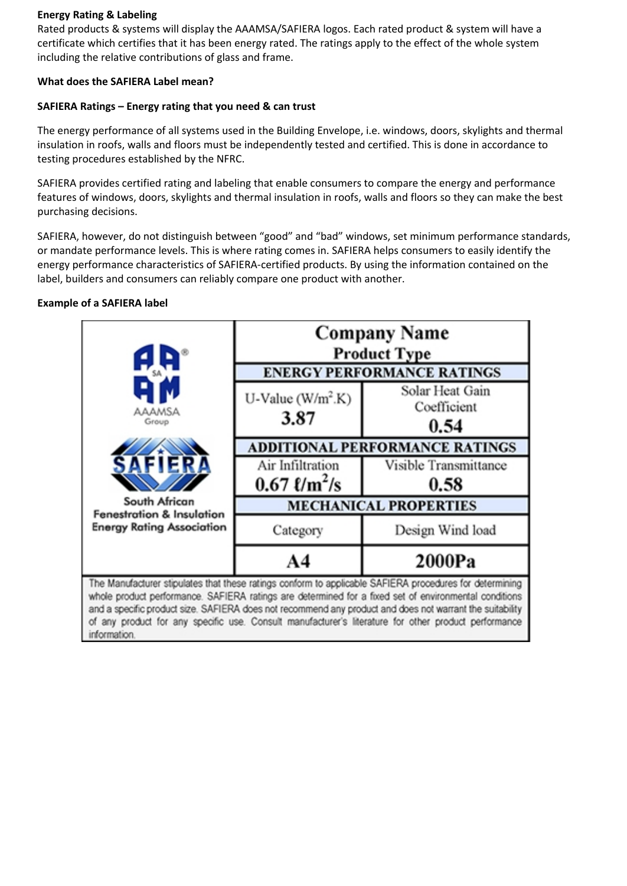**Energy Rating & Labeling**

Rated products & systems will display the AAAMSA/SAFIERA logos. Each rated product & system will have a certificate which certifies that it has been energy rated. The ratings apply to the effect of the whole system including the relative contributions of glass and frame.

**What does the SAFIERA Label mean?**

**SAFIERA Ratings – Energy rating that you need & can trust**

The energy performance of all systems used in the Building Envelope, i.e. windows, doors, skylights and thermal insulation in roofs, walls and floors must be independently tested and certified. This is done in accordance to testing procedures established by the NFRC.

SAFIERA provides certified rating and labeling that enable consumers to compare the energy and performance features of windows, doors, skylights and thermal insulation in roofs, walls and floors so they can make the best purchasing decisions.

SAFIERA, however, do not distinguish between "good" and "bad" windows, set minimum performance standards, or mandate performance levels. This is where rating comes in. SAFIERA helps consumers to easily identify the energy performance characteristics of SAFIERA-certified products. By using the information contained on the label, builders and consumers can reliably compare one product with another.

**Example of a SAFIERA label**

| AAAMSA Group / SAFIERA South African Fenestration & Insulation Energy Rating Association | Company Name Product Type | |
|---|---|---|
| | **ENERGY PERFORMANCE RATINGS** | |
| | U-Value ($W/m^2.K$) **3.87** | Solar Heat Gain Coefficient **0.54** |
| | **ADDITIONAL PERFORMANCE RATINGS** | |
| | Air Infiltration **0.67 $\ell/m^2/s$** | Visible Transmittance **0.58** |
| | **MECHANICAL PROPERTIES** | |
| | Category | Design Wind load |
| | **A4** | **2000Pa** |

The Manufacturer stipulates that these ratings conform to applicable SAFIERA procedures for determining whole product performance. SAFIERA ratings are determined for a fixed set of environmental conditions and a specific product size. SAFIERA does not recommend any product and does not warrant the suitability of any product for any specific use. Consult manufacturer's literature for other product performance information.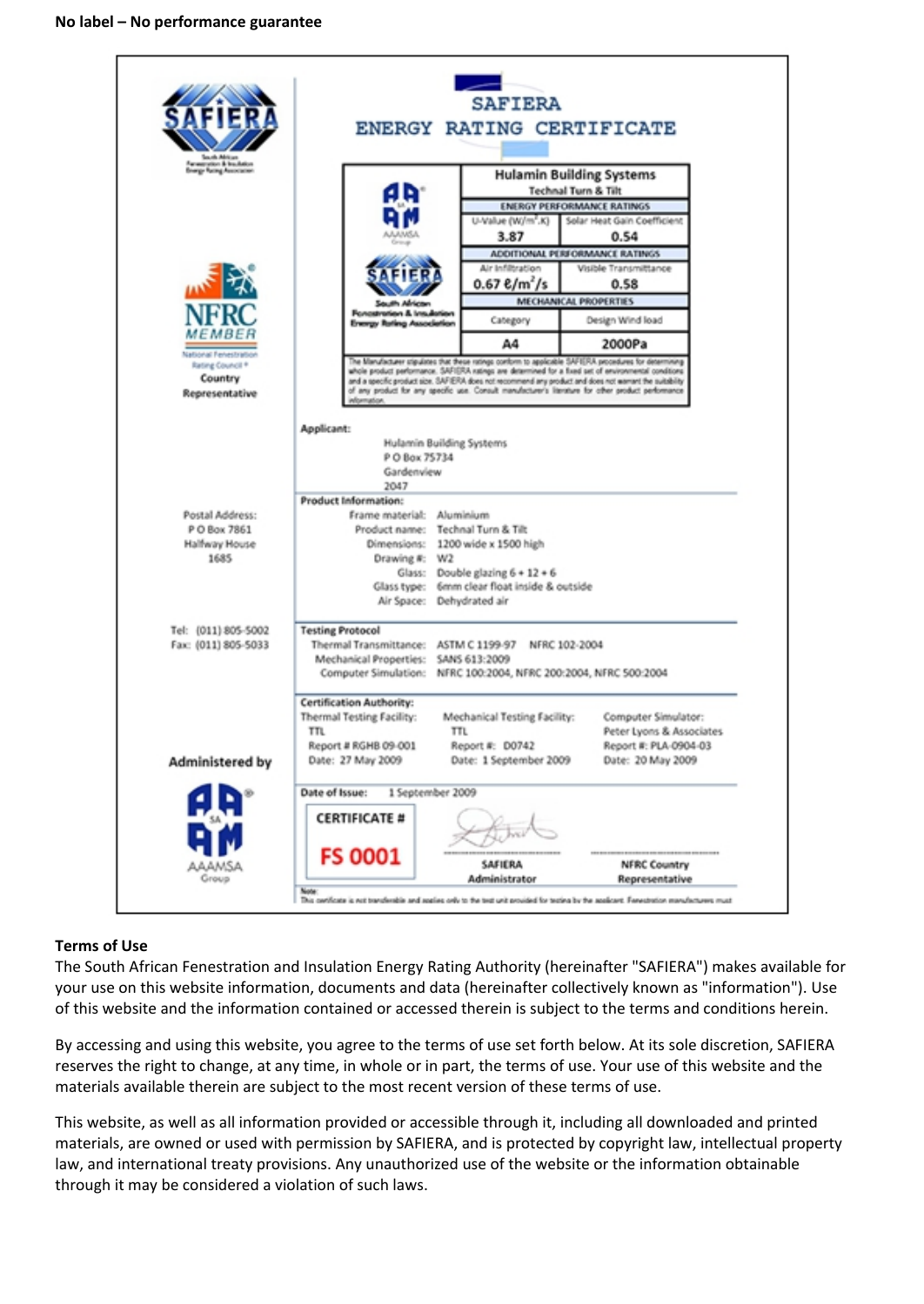**No label – No performance guarantee**

SAFIERA

ENERGY RATING CERTIFICATE

South African Fenestration & Insulation Energy Rating Association

| Hulamin Building Systems<br>Technal Turn & Tilt | |
|---|---|
| ENERGY PERFORMANCE RATINGS | |
| U-Value (W/m².K) | Solar Heat Gain Coefficient |
| 3.87 | 0.54 |
| ADDITIONAL PERFORMANCE RATINGS | |
| Air Infiltration | Visible Transmittance |
| 0.67 ℓ/m²/s | 0.58 |
| MECHANICAL PROPERTIES | |
| Category | Design Wind load |
| A4 | 2000Pa |

The Manufacturer stipulates that these ratings conform to applicable SAFIERA procedures for determining whole product performance. SAFIERA ratings are determined for a fixed set of environmental conditions and a specific product size. SAFIERA does not recommend any product and does not warrant the suitability of any product for any specific use. Consult manufacturer's literature for other product performance information.

NFRC MEMBER – National Fenestration Rating Council – Country Representative

**Applicant:**

Hulamin Building Systems
P O Box 75734
Gardenview
2047

**Product Information:**

Frame material: Aluminium
Product name: Technal Turn & Tilt
Dimensions: 1200 wide x 1500 high
Drawing #: W2
Glass: Double glazing 6 + 12 + 6
Glass type: 6mm clear float inside & outside
Air Space: Dehydrated air

Postal Address:
P O Box 7861
Halfway House
1685

Tel: (011) 805-5002
Fax: (011) 805-5033

**Testing Protocol**

Thermal Transmittance: ASTM C 1199-97 NFRC 102-2004
Mechanical Properties: SANS 613:2009
Computer Simulation: NFRC 100:2004, NFRC 200:2004, NFRC 500:2004

**Certification Authority:**

| Thermal Testing Facility: | Mechanical Testing Facility: | Computer Simulator: |
|---|---|---|
| TTL | TTL | Peter Lyons & Associates |
| Report # RGHB 09-001 | Report #: D0742 | Report #: PLA-0904-03 |
| Date: 27 May 2009 | Date: 1 September 2009 | Date: 20 May 2009 |

Administered by AAAMSA Group

**Date of Issue:** 1 September 2009

CERTIFICATE #

FS 0001

SAFIERA Administrator

NFRC Country Representative

Note: This certificate is not transferable and applies only to the test unit provided for testing by the applicant. Fenestration manufacturers must

## Terms of Use

The South African Fenestration and Insulation Energy Rating Authority (hereinafter "SAFIERA") makes available for your use on this website information, documents and data (hereinafter collectively known as "information"). Use of this website and the information contained or accessed therein is subject to the terms and conditions herein.

By accessing and using this website, you agree to the terms of use set forth below. At its sole discretion, SAFIERA reserves the right to change, at any time, in whole or in part, the terms of use. Your use of this website and the materials available therein are subject to the most recent version of these terms of use.

This website, as well as all information provided or accessible through it, including all downloaded and printed materials, are owned or used with permission by SAFIERA, and is protected by copyright law, intellectual property law, and international treaty provisions. Any unauthorized use of the website or the information obtainable through it may be considered a violation of such laws.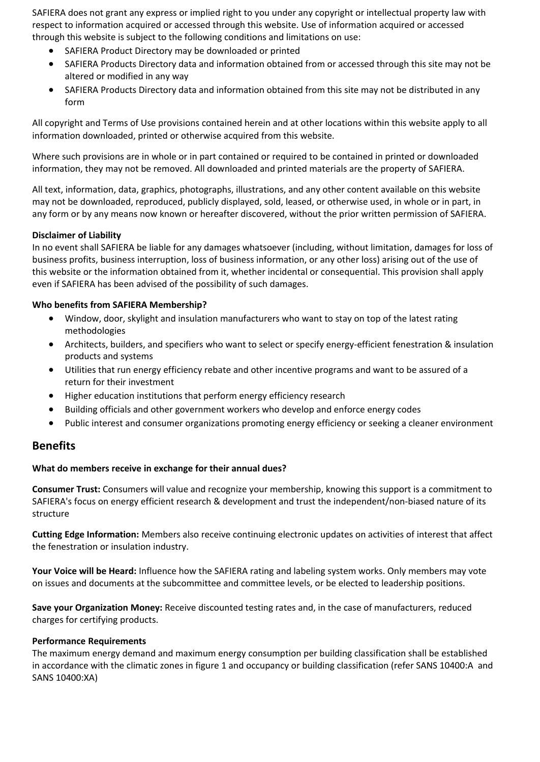SAFIERA does not grant any express or implied right to you under any copyright or intellectual property law with respect to information acquired or accessed through this website. Use of information acquired or accessed through this website is subject to the following conditions and limitations on use:

- SAFIERA Product Directory may be downloaded or printed
- SAFIERA Products Directory data and information obtained from or accessed through this site may not be altered or modified in any way
- SAFIERA Products Directory data and information obtained from this site may not be distributed in any form

All copyright and Terms of Use provisions contained herein and at other locations within this website apply to all information downloaded, printed or otherwise acquired from this website.

Where such provisions are in whole or in part contained or required to be contained in printed or downloaded information, they may not be removed. All downloaded and printed materials are the property of SAFIERA.

All text, information, data, graphics, photographs, illustrations, and any other content available on this website may not be downloaded, reproduced, publicly displayed, sold, leased, or otherwise used, in whole or in part, in any form or by any means now known or hereafter discovered, without the prior written permission of SAFIERA.

**Disclaimer of Liability**
In no event shall SAFIERA be liable for any damages whatsoever (including, without limitation, damages for loss of business profits, business interruption, loss of business information, or any other loss) arising out of the use of this website or the information obtained from it, whether incidental or consequential. This provision shall apply even if SAFIERA has been advised of the possibility of such damages.

**Who benefits from SAFIERA Membership?**

- Window, door, skylight and insulation manufacturers who want to stay on top of the latest rating methodologies
- Architects, builders, and specifiers who want to select or specify energy-efficient fenestration & insulation products and systems
- Utilities that run energy efficiency rebate and other incentive programs and want to be assured of a return for their investment
- Higher education institutions that perform energy efficiency research
- Building officials and other government workers who develop and enforce energy codes
- Public interest and consumer organizations promoting energy efficiency or seeking a cleaner environment

## Benefits

**What do members receive in exchange for their annual dues?**

**Consumer Trust:** Consumers will value and recognize your membership, knowing this support is a commitment to SAFIERA's focus on energy efficient research & development and trust the independent/non-biased nature of its structure

**Cutting Edge Information:** Members also receive continuing electronic updates on activities of interest that affect the fenestration or insulation industry.

**Your Voice will be Heard:** Influence how the SAFIERA rating and labeling system works. Only members may vote on issues and documents at the subcommittee and committee levels, or be elected to leadership positions.

**Save your Organization Money:** Receive discounted testing rates and, in the case of manufacturers, reduced charges for certifying products.

**Performance Requirements**
The maximum energy demand and maximum energy consumption per building classification shall be established in accordance with the climatic zones in figure 1 and occupancy or building classification (refer SANS 10400:A and SANS 10400:XA)